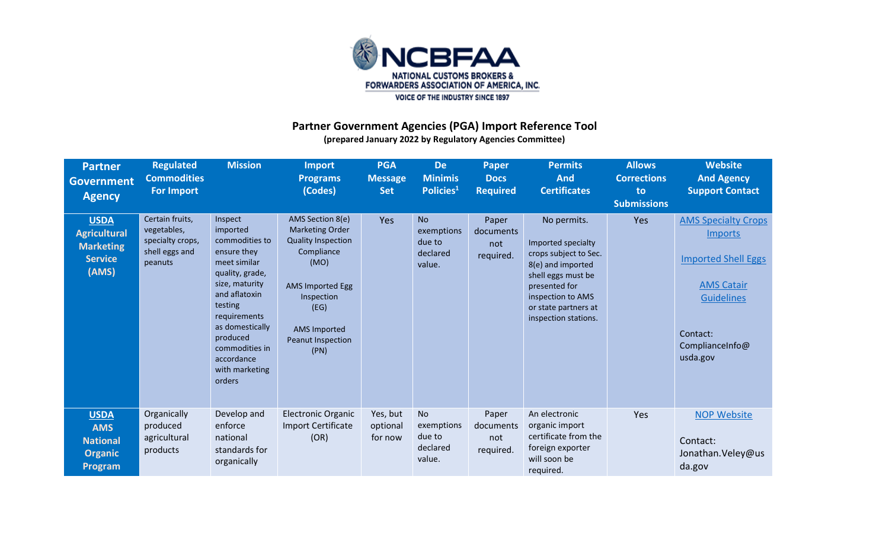NCBFAA
NATIONAL CUSTOMS BROKERS & FORWARDERS ASSOCIATION OF AMERICA, INC.
VOICE OF THE INDUSTRY SINCE 1897

## Partner Government Agencies (PGA) Import Reference Tool

**(prepared January 2022 by Regulatory Agencies Committee)**

| Partner Government Agency | Regulated Commodities For Import | Mission | Import Programs (Codes) | PGA Message Set | De Minimis Policies[1] | Paper Docs Required | Permits And Certificates | Allows Corrections to Submissions | Website And Agency Support Contact |
|---|---|---|---|---|---|---|---|---|---|
| **USDA Agricultural Marketing Service (AMS)** | Certain fruits, vegetables, specialty crops, shell eggs and peanuts | Inspect imported commodities to ensure they meet similar quality, grade, size, maturity and aflatoxin testing requirements as domestically produced commodities in accordance with marketing orders | AMS Section 8(e) Marketing Order Quality Inspection Compliance (MO)<br><br>AMS Imported Egg Inspection (EG)<br><br>AMS Imported Peanut Inspection (PN) | Yes | No exemptions due to declared value. | Paper documents not required. | No permits.<br><br>Imported specialty crops subject to Sec. 8(e) and imported shell eggs must be presented for inspection to AMS or state partners at inspection stations. | Yes | AMS Specialty Crops Imports<br><br>Imported Shell Eggs<br><br>AMS Catair Guidelines<br><br>Contact: ComplianceInfo@usda.gov |
| **USDA AMS National Organic Program** | Organically produced agricultural products | Develop and enforce national standards for organically | Electronic Organic Import Certificate (OR) | Yes, but optional for now | No exemptions due to declared value. | Paper documents not required. | An electronic organic import certificate from the foreign exporter will soon be required. | Yes | NOP Website<br><br>Contact: Jonathan.Veley@usda.gov |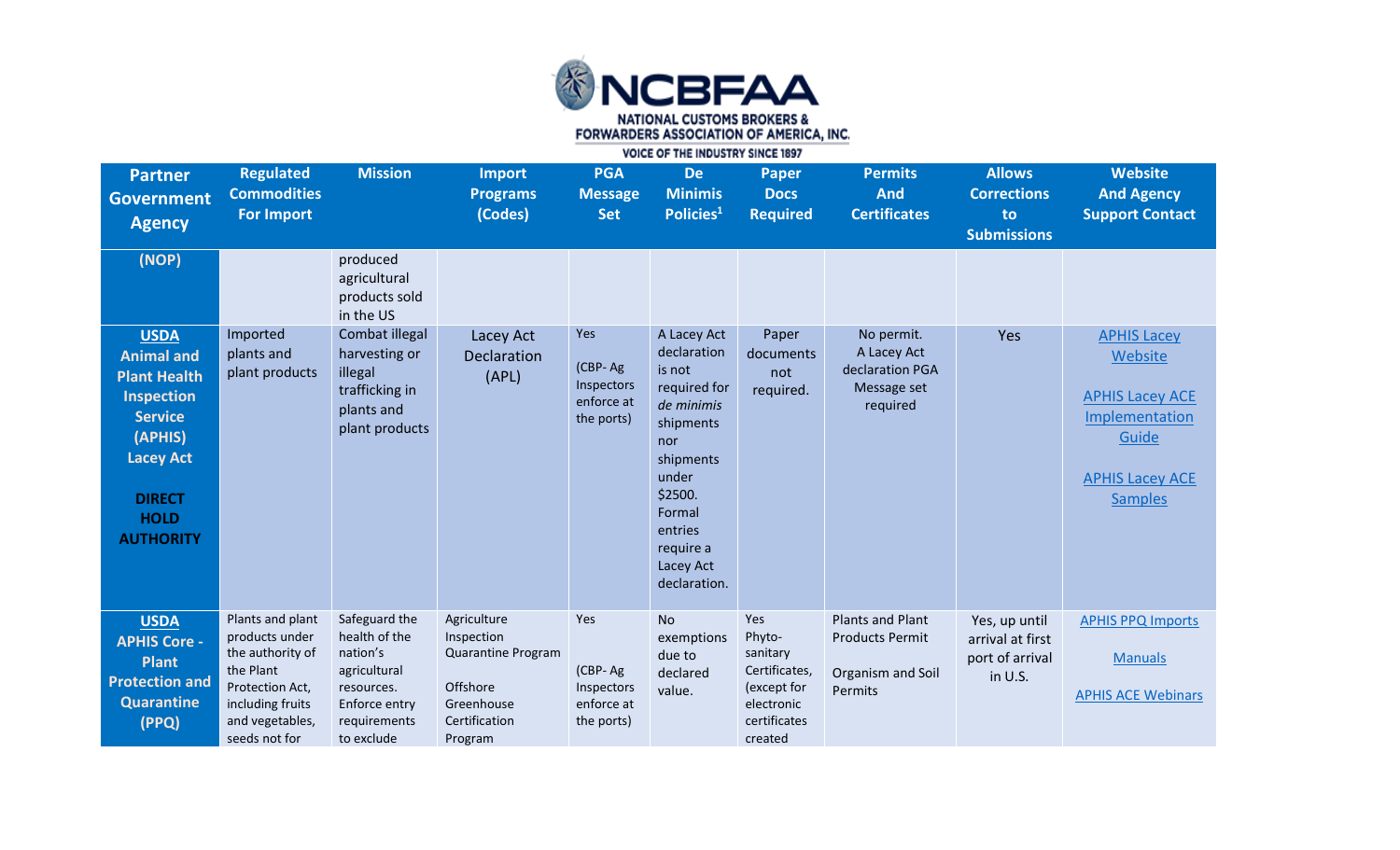| Partner Government Agency | Regulated Commodities For Import | Mission | Import Programs (Codes) | PGA Message Set | De Minimis Policies[1] | Paper Docs Required | Permits And Certificates | Allows Corrections to Submissions | Website And Agency Support Contact |
|---|---|---|---|---|---|---|---|---|---|
| (NOP) | | produced agricultural products sold in the US | | | | | | | |
| USDA Animal and Plant Health Inspection Service (APHIS) Lacey Act **DIRECT HOLD AUTHORITY** | Imported plants and plant products | Combat illegal harvesting or illegal trafficking in plants and plant products | Lacey Act Declaration (APL) | Yes (CBP- Ag Inspectors enforce at the ports) | A Lacey Act declaration is not required for *de minimis* shipments nor shipments under $2500. Formal entries require a Lacey Act declaration. | Paper documents not required. | No permit. A Lacey Act declaration PGA Message set required | Yes | APHIS Lacey Website<br><br>APHIS Lacey ACE Implementation Guide<br><br>APHIS Lacey ACE Samples |
| USDA APHIS Core - Plant Protection and Quarantine (PPQ) | Plants and plant products under the authority of the Plant Protection Act, including fruits and vegetables, seeds not for | Safeguard the health of the nation's agricultural resources. Enforce entry requirements to exclude | Agriculture Inspection Quarantine Program<br><br>Offshore Greenhouse Certification Program | Yes (CBP- Ag Inspectors enforce at the ports) | No exemptions due to declared value. | Yes Phyto-sanitary Certificates, (except for electronic certificates created | Plants and Plant Products Permit<br><br>Organism and Soil Permits | Yes, up until arrival at first port of arrival in U.S. | APHIS PPQ Imports<br><br>Manuals<br><br>APHIS ACE Webinars |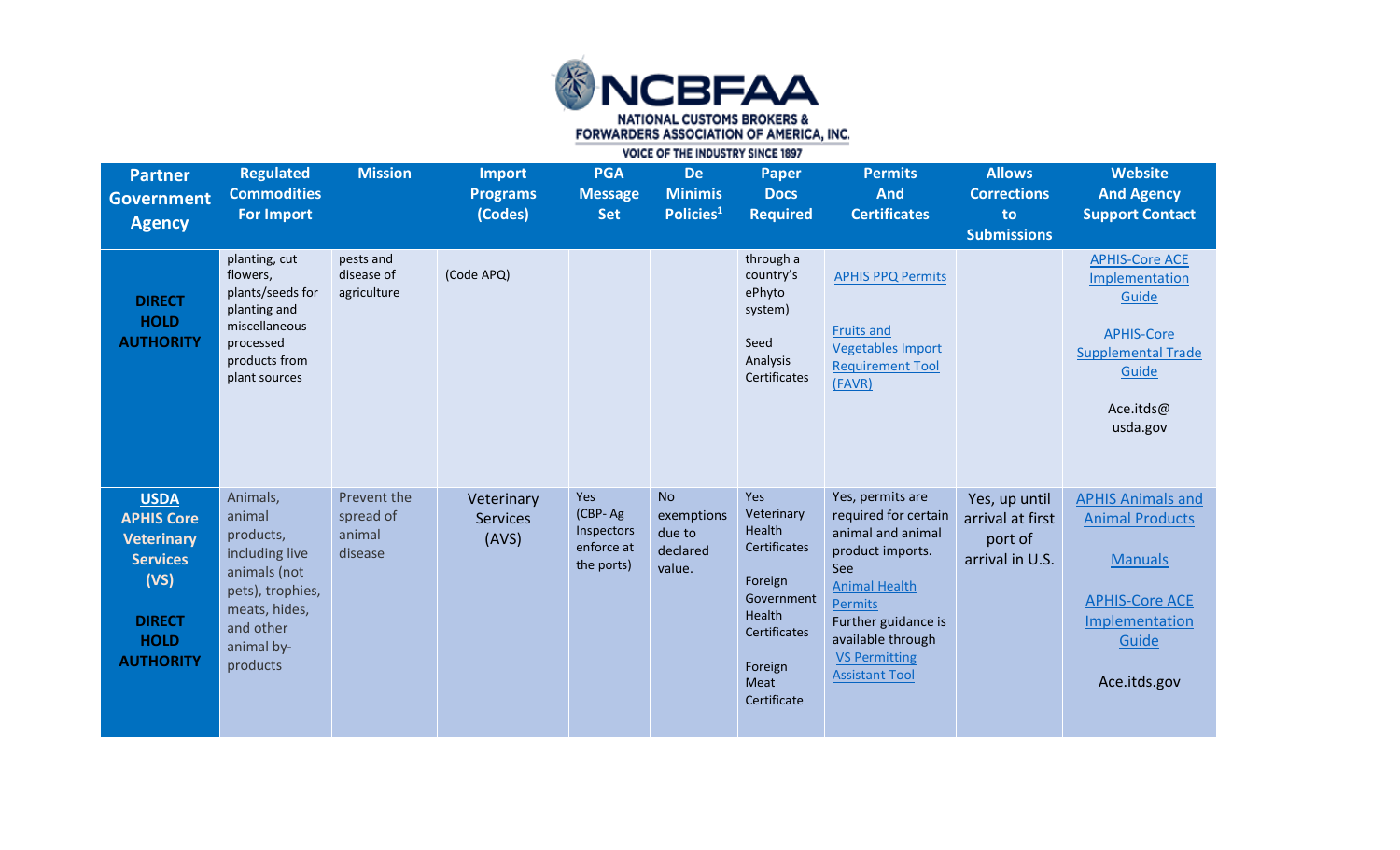| Partner Government Agency | Regulated Commodities For Import | Mission | Import Programs (Codes) | PGA Message Set | De Minimis Policies[1] | Paper Docs Required | Permits And Certificates | Allows Corrections to Submissions | Website And Agency Support Contact |
|---|---|---|---|---|---|---|---|---|---|
| **DIRECT HOLD AUTHORITY** | planting, cut flowers, plants/seeds for planting and miscellaneous processed products from plant sources | pests and disease of agriculture | (Code APQ) | | | through a country's ePhyto system) Seed Analysis Certificates | APHIS PPQ Permits Fruits and Vegetables Import Requirement Tool (FAVR) | | APHIS-Core ACE Implementation Guide APHIS-Core Supplemental Trade Guide Ace.itds@usda.gov |
| **USDA APHIS Core Veterinary Services (VS) DIRECT HOLD AUTHORITY** | Animals, animal products, including live animals (not pets), trophies, meats, hides, and other animal by-products | Prevent the spread of animal disease | Veterinary Services (AVS) | Yes (CBP- Ag Inspectors enforce at the ports) | No exemptions due to declared value. | Yes Veterinary Health Certificates Foreign Government Health Certificates Foreign Meat Certificate | Yes, permits are required for certain animal and animal product imports. See Animal Health Permits Further guidance is available through VS Permitting Assistant Tool | Yes, up until arrival at first port of arrival in U.S. | APHIS Animals and Animal Products Manuals APHIS-Core ACE Implementation Guide Ace.itds.gov |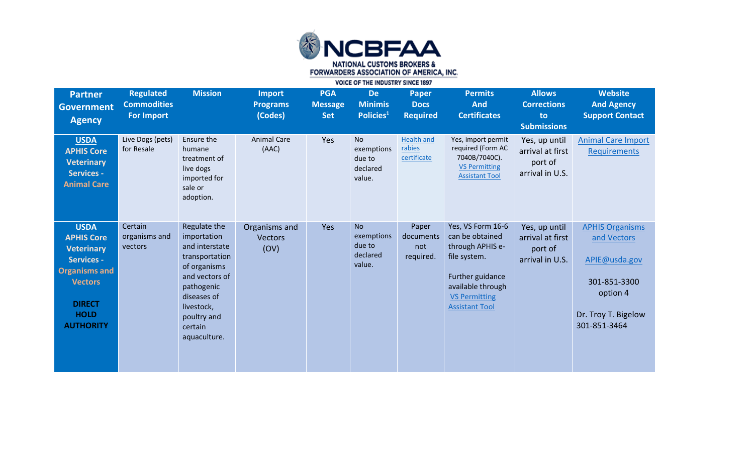**NCBFAA**
NATIONAL CUSTOMS BROKERS & FORWARDERS ASSOCIATION OF AMERICA, INC.
VOICE OF THE INDUSTRY SINCE 1897

| Partner Government Agency | Regulated Commodities For Import | Mission | Import Programs (Codes) | PGA Message Set | De Minimis Policies[1] | Paper Docs Required | Permits And Certificates | Allows Corrections to Submissions | Website And Agency Support Contact |
|---|---|---|---|---|---|---|---|---|---|
| **USDA APHIS Core Veterinary Services - Animal Care** | Live Dogs (pets) for Resale | Ensure the humane treatment of live dogs imported for sale or adoption. | Animal Care (AAC) | Yes | No exemptions due to declared value. | Health and rabies certificate | Yes, import permit required (Form AC 7040B/7040C). VS Permitting Assistant Tool | Yes, up until arrival at first port of arrival in U.S. | Animal Care Import Requirements |
| **USDA APHIS Core Veterinary Services - Organisms and Vectors** **DIRECT HOLD AUTHORITY** | Certain organisms and vectors | Regulate the importation and interstate transportation of organisms and vectors of pathogenic diseases of livestock, poultry and certain aquaculture. | Organisms and Vectors (OV) | Yes | No exemptions due to declared value. | Paper documents not required. | Yes, VS Form 16-6 can be obtained through APHIS e-file system. Further guidance available through VS Permitting Assistant Tool | Yes, up until arrival at first port of arrival in U.S. | APHIS Organisms and Vectors APIE@usda.gov 301-851-3300 option 4 Dr. Troy T. Bigelow 301-851-3464 |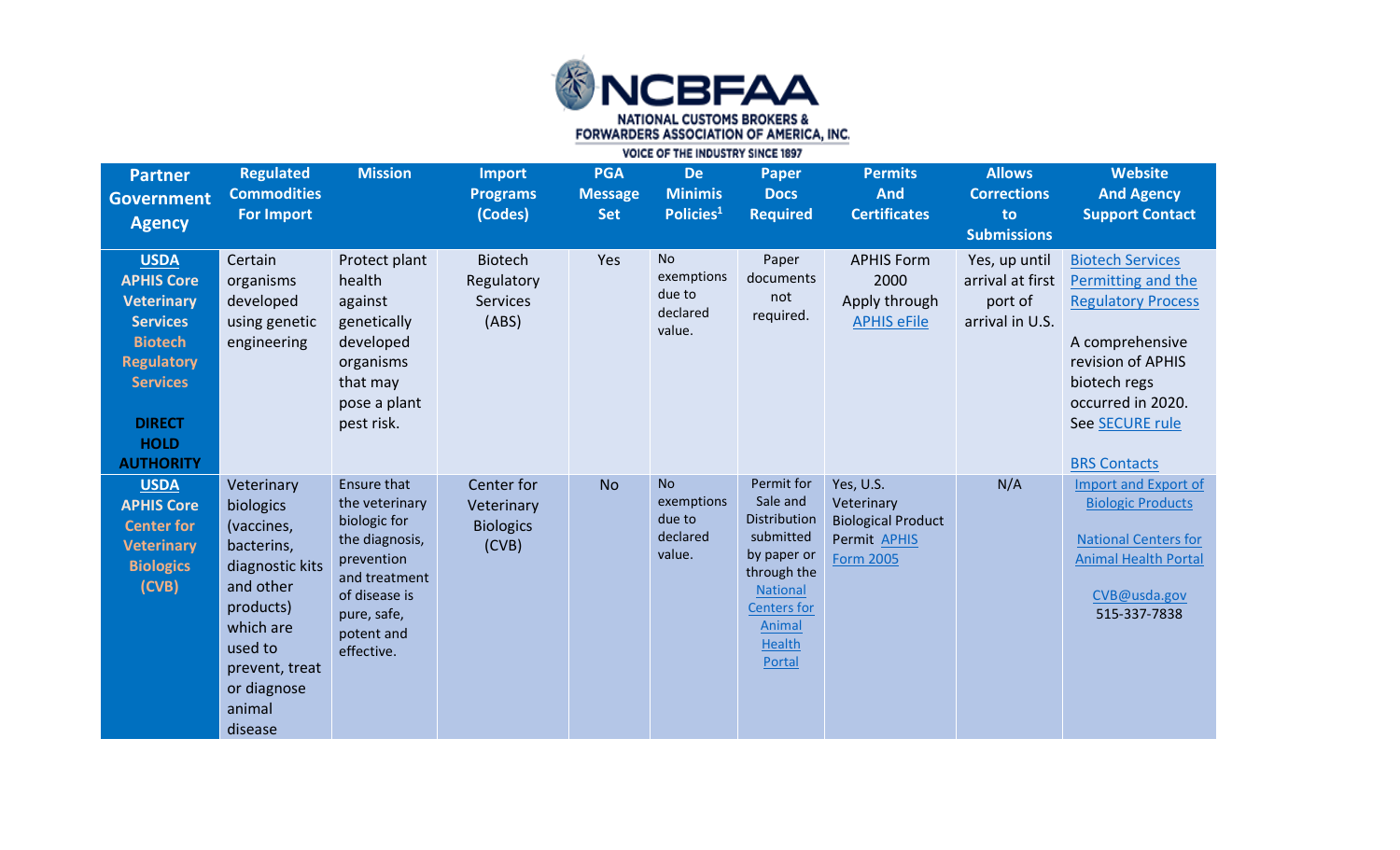| Partner Government Agency | Regulated Commodities For Import | Mission | Import Programs (Codes) | PGA Message Set | De Minimis Policies[1] | Paper Docs Required | Permits And Certificates | Allows Corrections to Submissions | Website And Agency Support Contact |
|---|---|---|---|---|---|---|---|---|---|
| **USDA APHIS Core Veterinary Services Biotech Regulatory Services** **DIRECT HOLD AUTHORITY** | Certain organisms developed using genetic engineering | Protect plant health against genetically developed organisms that may pose a plant pest risk. | Biotech Regulatory Services (ABS) | Yes | No exemptions due to declared value. | Paper documents not required. | APHIS Form 2000 Apply through APHIS eFile | Yes, up until arrival at first port of arrival in U.S. | Biotech Services Permitting and the Regulatory Process<br><br>A comprehensive revision of APHIS biotech regs occurred in 2020. See SECURE rule<br><br>BRS Contacts |
| **USDA APHIS Core Center for Veterinary Biologics (CVB)** | Veterinary biologics (vaccines, bacterins, diagnostic kits and other products) which are used to prevent, treat or diagnose animal disease | Ensure that the veterinary biologic for the diagnosis, prevention and treatment of disease is pure, safe, potent and effective. | Center for Veterinary Biologics (CVB) | No | No exemptions due to declared value. | Permit for Sale and Distribution submitted by paper or through the National Centers for Animal Health Portal | Yes, U.S. Veterinary Biological Product Permit APHIS Form 2005 | N/A | Import and Export of Biologic Products<br><br>National Centers for Animal Health Portal<br><br>CVB@usda.gov<br>515-337-7838 |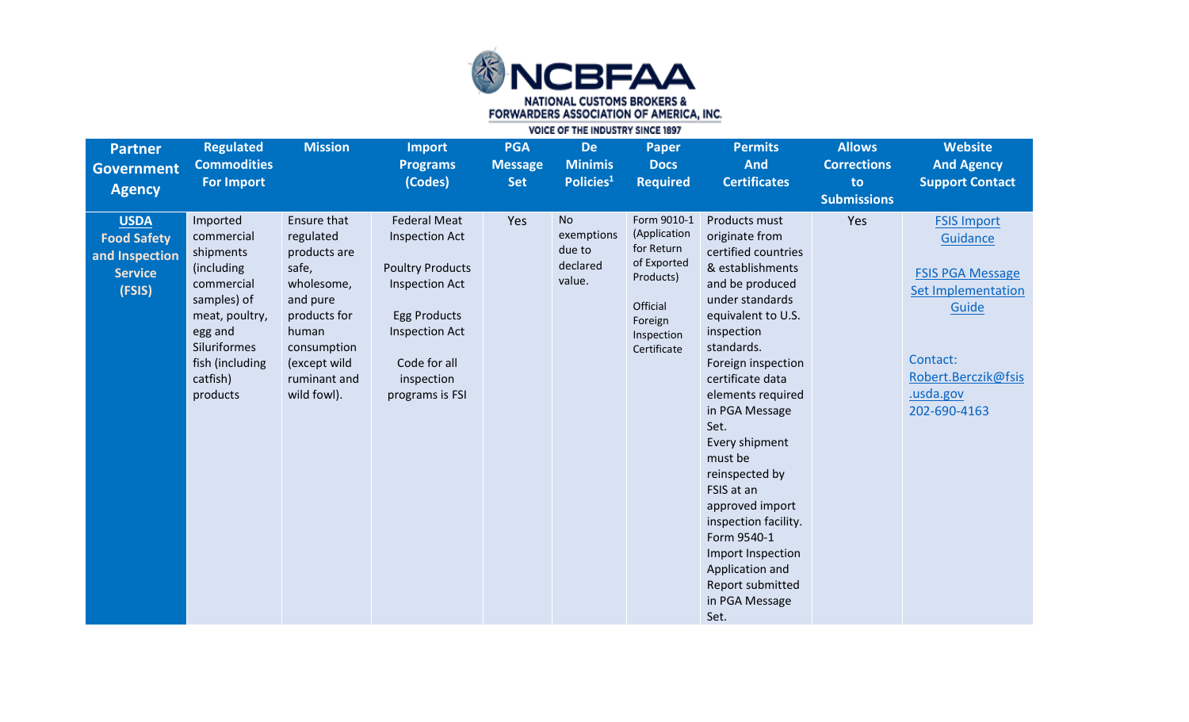| Partner Government Agency | Regulated Commodities For Import | Mission | Import Programs (Codes) | PGA Message Set | De Minimis Policies[1] | Paper Docs Required | Permits And Certificates | Allows Corrections to Submissions | Website And Agency Support Contact |
|---|---|---|---|---|---|---|---|---|---|
| **USDA Food Safety and Inspection Service (FSIS)** | Imported commercial shipments (including commercial samples) of meat, poultry, egg and Siluriformes fish (including catfish) products | Ensure that regulated products are safe, wholesome, and pure products for human consumption (except wild ruminant and wild fowl). | Federal Meat Inspection Act<br><br>Poultry Products Inspection Act<br><br>Egg Products Inspection Act<br><br>Code for all inspection programs is FSI | Yes | No exemptions due to declared value. | Form 9010-1 (Application for Return of Exported Products)<br><br>Official Foreign Inspection Certificate | Products must originate from certified countries & establishments and be produced under standards equivalent to U.S. inspection standards. Foreign inspection certificate data elements required in PGA Message Set. Every shipment must be reinspected by FSIS at an approved import inspection facility. Form 9540-1 Import Inspection Application and Report submitted in PGA Message Set. | Yes | FSIS Import Guidance<br><br>FSIS PGA Message Set Implementation Guide<br><br>Contact: Robert.Berczik@fsis.usda.gov 202-690-4163 |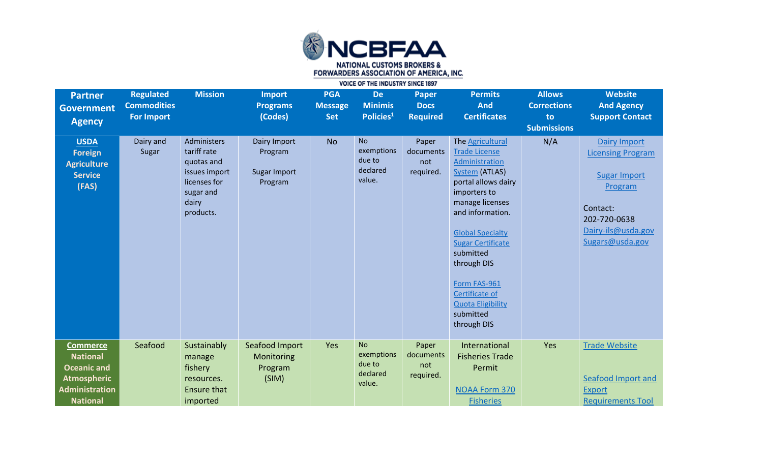| Partner Government Agency | Regulated Commodities For Import | Mission | Import Programs (Codes) | PGA Message Set | De Minimis Policies[1] | Paper Docs Required | Permits And Certificates | Allows Corrections to Submissions | Website And Agency Support Contact |
|---|---|---|---|---|---|---|---|---|---|
| **USDA Foreign Agriculture Service (FAS)** | Dairy and Sugar | Administers tariff rate quotas and issues import licenses for sugar and dairy products. | Dairy Import Program<br><br>Sugar Import Program | No | No exemptions due to declared value. | Paper documents not required. | The Agricultural Trade License Administration System (ATLAS) portal allows dairy importers to manage licenses and information.<br><br>Global Specialty Sugar Certificate submitted through DIS<br><br>Form FAS-961 Certificate of Quota Eligibility submitted through DIS | N/A | Dairy Import Licensing Program<br><br>Sugar Import Program<br><br>Contact: 202-720-0638 Dairy-ils@usda.gov Sugars@usda.gov |
| **Commerce National Oceanic and Atmospheric Administration National** | Seafood | Sustainably manage fishery resources. Ensure that imported | Seafood Import Monitoring Program (SIM) | Yes | No exemptions due to declared value. | Paper documents not required. | International Fisheries Trade Permit<br><br>NOAA Form 370 Fisheries | Yes | Trade Website<br><br>Seafood Import and Export Requirements Tool |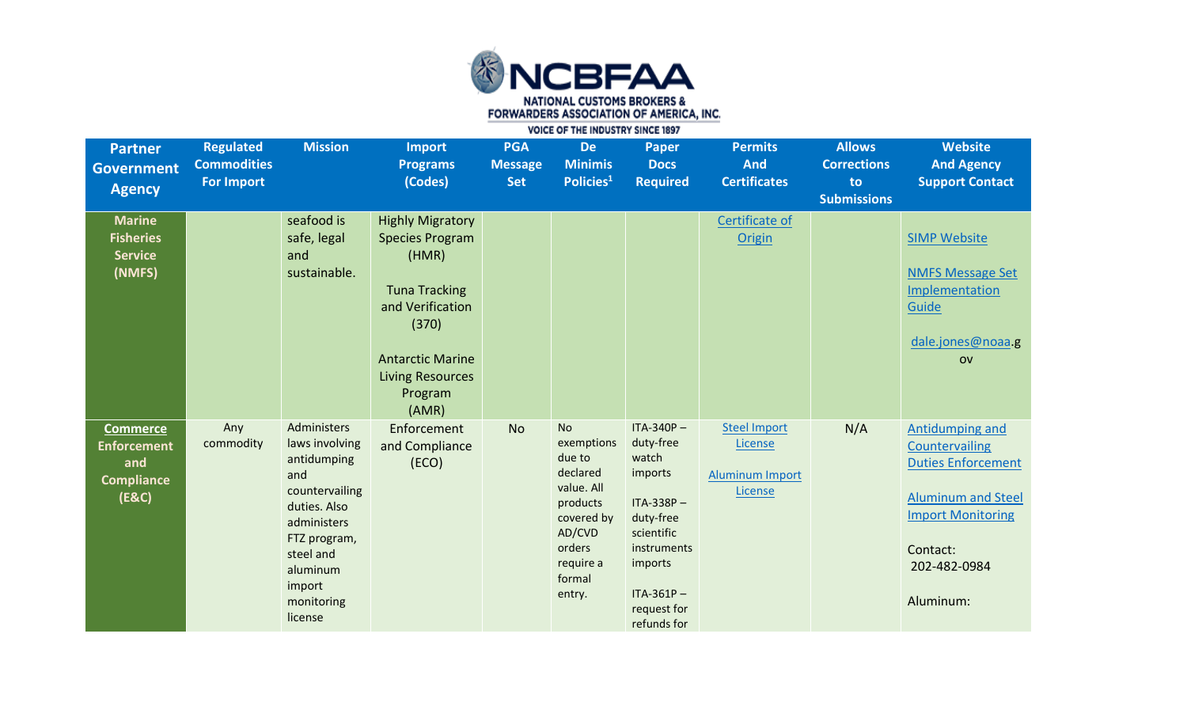| Partner Government Agency | Regulated Commodities For Import | Mission | Import Programs (Codes) | PGA Message Set | De Minimis Policies[1] | Paper Docs Required | Permits And Certificates | Allows Corrections to Submissions | Website And Agency Support Contact |
|---|---|---|---|---|---|---|---|---|---|
| **Marine Fisheries Service (NMFS)** | | seafood is safe, legal and sustainable. | Highly Migratory Species Program (HMR)<br><br>Tuna Tracking and Verification (370)<br><br>Antarctic Marine Living Resources Program (AMR) | | | | Certificate of Origin | | SIMP Website<br><br>NMFS Message Set Implementation Guide<br><br>dale.jones@noaa.gov |
| **Commerce Enforcement and Compliance (E&C)** | Any commodity | Administers laws involving antidumping and countervailing duties. Also administers FTZ program, steel and aluminum import monitoring license | Enforcement and Compliance (ECO) | No | No exemptions due to declared value. All products covered by AD/CVD orders require a formal entry. | ITA-340P – duty-free watch imports<br><br>ITA-338P – duty-free scientific instruments imports<br><br>ITA-361P – request for refunds for | Steel Import License<br><br>Aluminum Import License | N/A | Antidumping and Countervailing Duties Enforcement<br><br>Aluminum and Steel Import Monitoring<br><br>Contact:<br>202-482-0984<br><br>Aluminum: |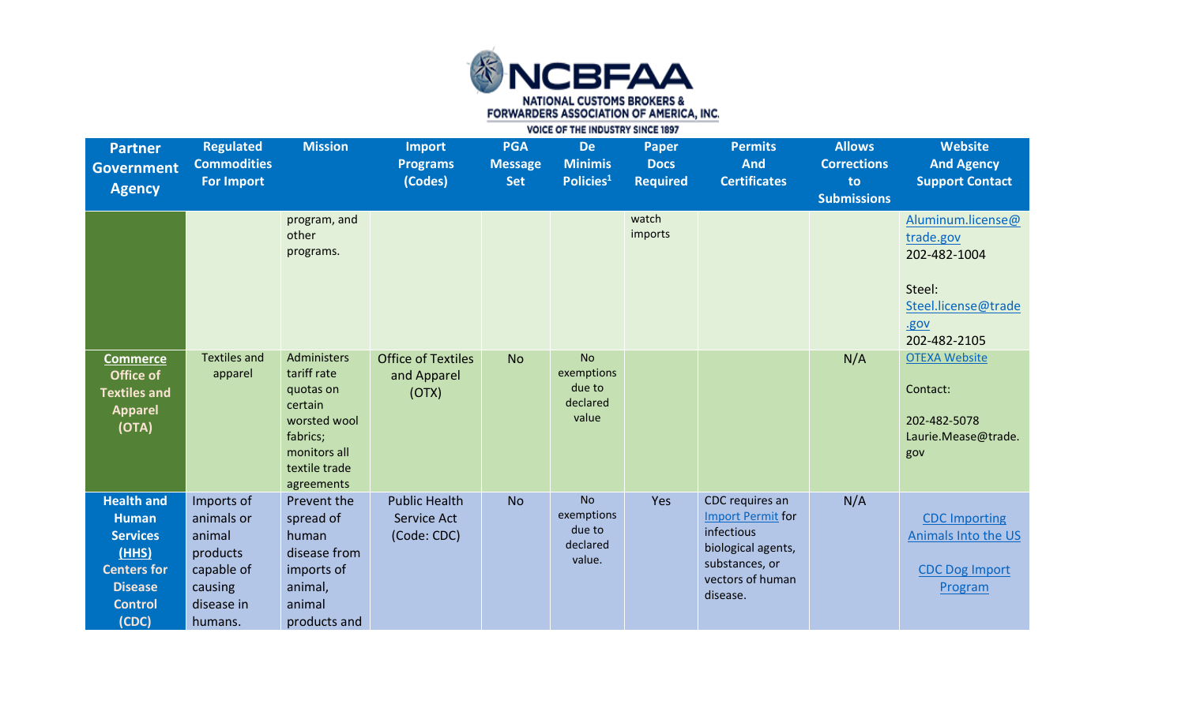| Partner Government Agency | Regulated Commodities For Import | Mission | Import Programs (Codes) | PGA Message Set | De Minimis Policies[1] | Paper Docs Required | Permits And Certificates | Allows Corrections to Submissions | Website And Agency Support Contact |
|---|---|---|---|---|---|---|---|---|---|
| | | program, and other programs. | | | | watch imports | | | Aluminum.license@trade.gov 202-482-1004 Steel: Steel.license@trade.gov 202-482-2105 |
| Commerce Office of Textiles and Apparel (OTA) | Textiles and apparel | Administers tariff rate quotas on certain worsted wool fabrics; monitors all textile trade agreements | Office of Textiles and Apparel (OTX) | No | No exemptions due to declared value | | | N/A | OTEXA Website Contact: 202-482-5078 Laurie.Mease@trade.gov |
| Health and Human Services (HHS) Centers for Disease Control (CDC) | Imports of animals or animal products capable of causing disease in humans. | Prevent the spread of human disease from imports of animal, animal products and | Public Health Service Act (Code: CDC) | No | No exemptions due to declared value. | Yes | CDC requires an Import Permit for infectious biological agents, substances, or vectors of human disease. | N/A | CDC Importing Animals Into the US CDC Dog Import Program |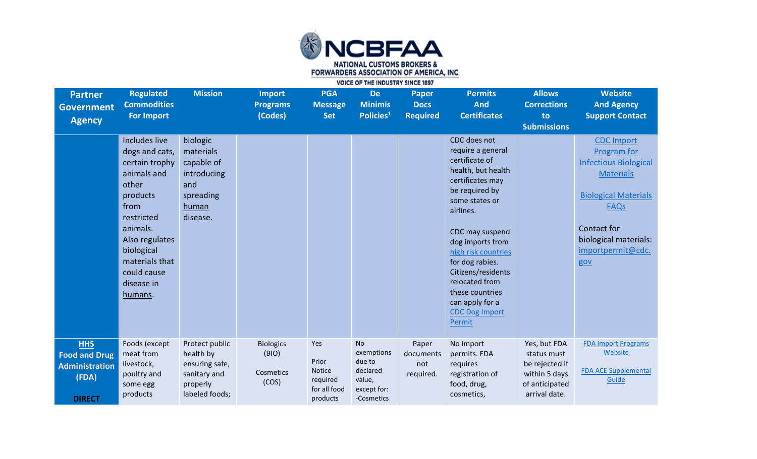| Partner Government Agency | Regulated Commodities For Import | Mission | Import Programs (Codes) | PGA Message Set | De Minimis Policies[1] | Paper Docs Required | Permits And Certificates | Allows Corrections to Submissions | Website And Agency Support Contact |
|---|---|---|---|---|---|---|---|---|---|
| | Includes live dogs and cats, certain trophy animals and other products from restricted animals. Also regulates biological materials that could cause disease in humans. | biologic materials capable of introducing and spreading human disease. | | | | | CDC does not require a general certificate of health, but health certificates may be required by some states or airlines.<br><br>CDC may suspend dog imports from high risk countries for dog rabies. Citizens/residents relocated from these countries can apply for a CDC Dog Import Permit | | CDC Import Program for Infectious Biological Materials<br><br>Biological Materials FAQs<br><br>Contact for biological materials: importpermit@cdc.gov |
| **HHS Food and Drug Administration (FDA)**<br><br>**DIRECT** | Foods (except meat from livestock, poultry and some egg products | Protect public health by ensuring safe, sanitary and properly labeled foods; | Biologics (BIO)<br><br>Cosmetics (COS) | Yes<br><br>Prior Notice required for all food products | No exemptions due to declared value, except for:<br>-Cosmetics | Paper documents not required. | No import permits. FDA requires registration of food, drug, cosmetics, | Yes, but FDA status must be rejected if within 5 days of anticipated arrival date. | FDA Import Programs Website<br><br>FDA ACE Supplemental Guide |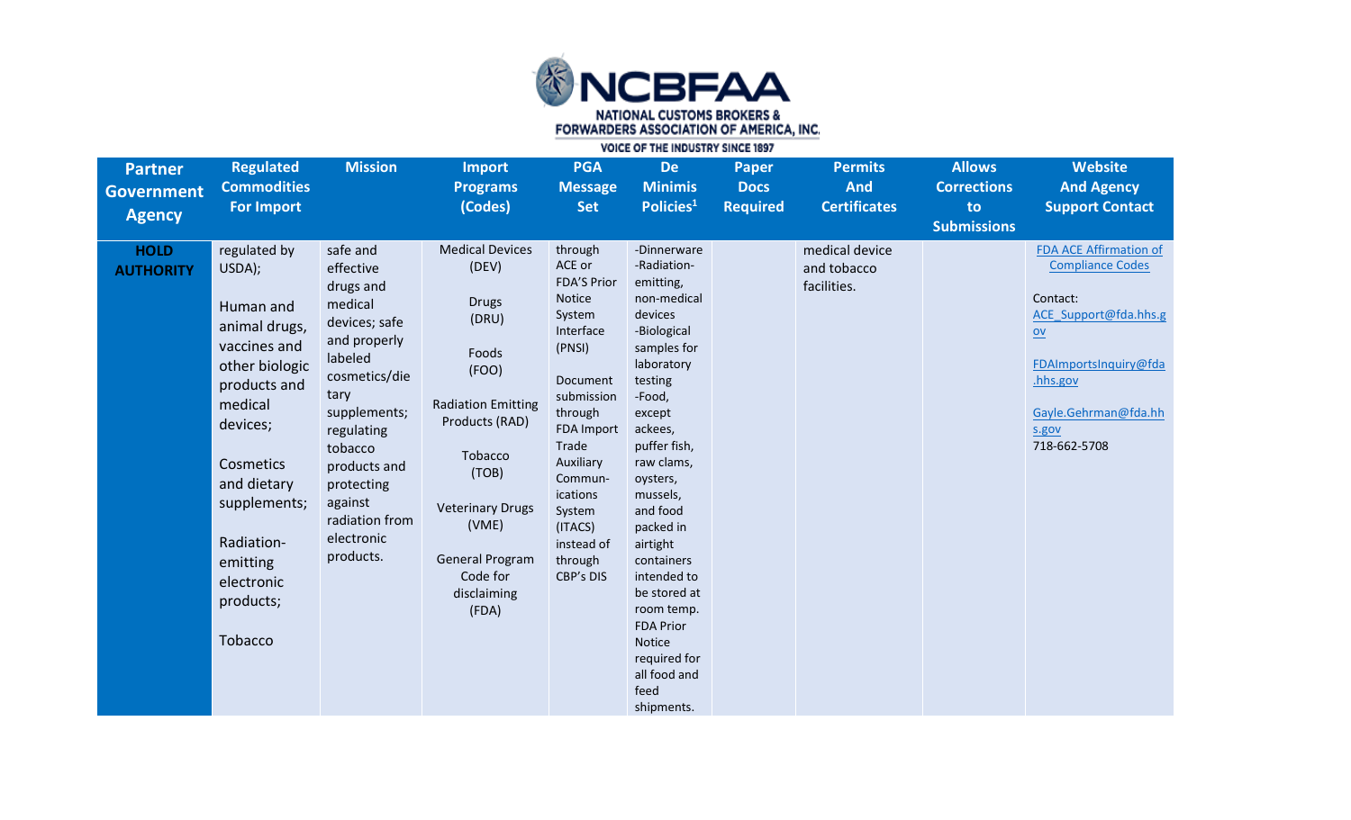| Partner Government Agency | Regulated Commodities For Import | Mission | Import Programs (Codes) | PGA Message Set | De Minimis Policies[1] | Paper Docs Required | Permits And Certificates | Allows Corrections to Submissions | Website And Agency Support Contact |
|---|---|---|---|---|---|---|---|---|---|
| **HOLD AUTHORITY** | regulated by USDA);<br><br>Human and animal drugs, vaccines and other biologic products and medical devices;<br><br>Cosmetics and dietary supplements;<br><br>Radiation-emitting electronic products;<br><br>Tobacco | safe and effective drugs and medical devices; safe and properly labeled cosmetics/dietary supplements; regulating tobacco products and protecting against radiation from electronic products. | Medical Devices (DEV)<br><br>Drugs (DRU)<br><br>Foods (FOO)<br><br>Radiation Emitting Products (RAD)<br><br>Tobacco (TOB)<br><br>Veterinary Drugs (VME)<br><br>General Program Code for disclaiming (FDA) | through ACE or FDA'S Prior Notice System Interface (PNSI)<br><br>Document submission through FDA Import Trade Auxiliary Communications System (ITACS) instead of through CBP's DIS | -Dinnerware<br>-Radiation-emitting, non-medical devices<br>-Biological samples for laboratory testing<br>-Food, except ackees, puffer fish, raw clams, oysters, mussels, and food packed in airtight containers intended to be stored at room temp. FDA Prior Notice required for all food and feed shipments. | | medical device and tobacco facilities. | | [FDA ACE Affirmation of Compliance Codes](#)<br><br>Contact:<br>ACE_Support@fda.hhs.gov<br><br>FDAImportsInquiry@fda.hhs.gov<br><br>Gayle.Gehrman@fda.hhs.gov<br>718-662-5708 |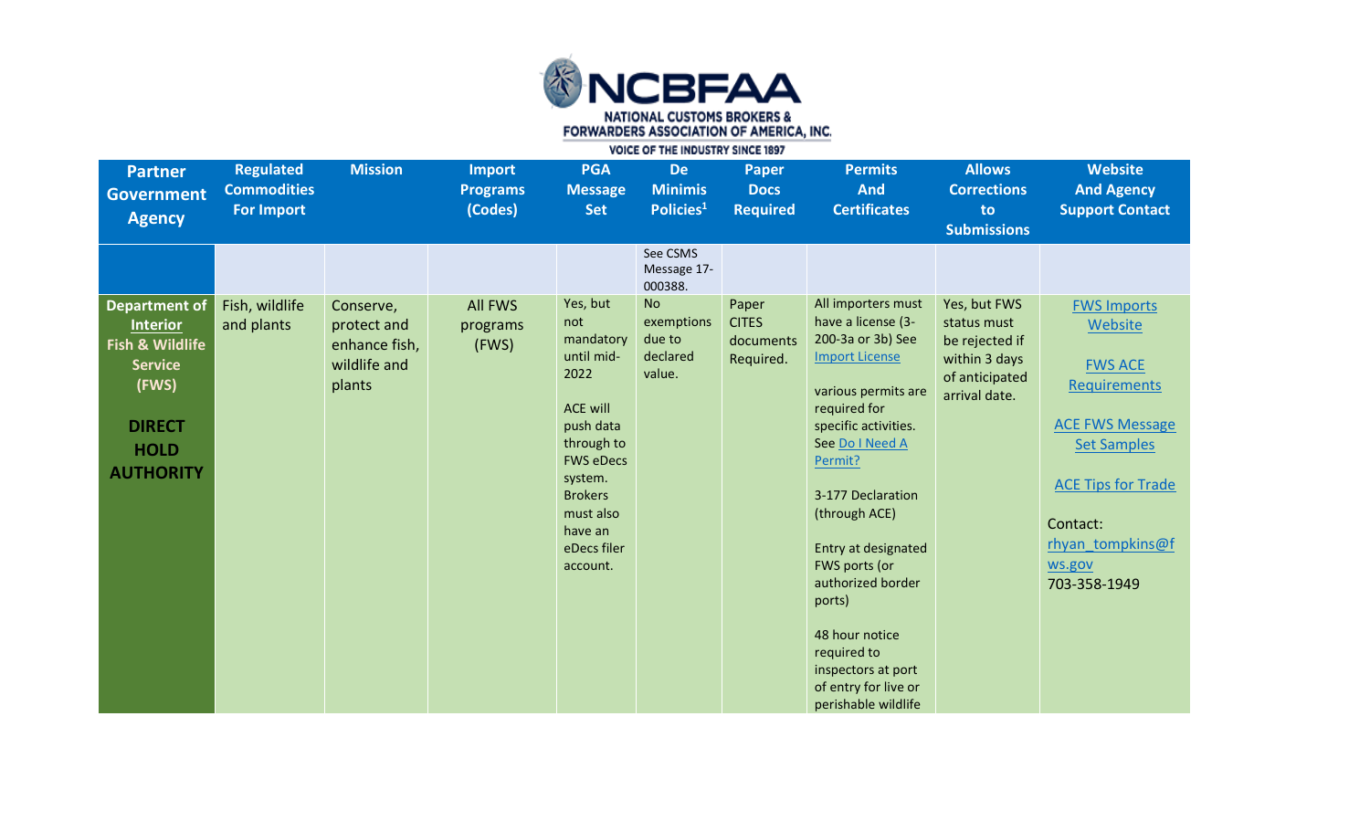| Partner Government Agency | Regulated Commodities For Import | Mission | Import Programs (Codes) | PGA Message Set | De Minimis Policies[1] | Paper Docs Required | Permits And Certificates | Allows Corrections to Submissions | Website And Agency Support Contact |
|---|---|---|---|---|---|---|---|---|---|
| | | | | | See CSMS Message 17-000388. | | | | |
| **Department of Interior Fish & Wildlife Service (FWS)** **DIRECT HOLD AUTHORITY** | Fish, wildlife and plants | Conserve, protect and enhance fish, wildlife and plants | All FWS programs (FWS) | Yes, but not mandatory until mid-2022 ACE will push data through to FWS eDecs system. Brokers must also have an eDecs filer account. | No exemptions due to declared value. | Paper CITES documents Required. | All importers must have a license (3-200-3a or 3b) See Import License various permits are required for specific activities. See Do I Need A Permit? 3-177 Declaration (through ACE) Entry at designated FWS ports (or authorized border ports) 48 hour notice required to inspectors at port of entry for live or perishable wildlife | Yes, but FWS status must be rejected if within 3 days of anticipated arrival date. | FWS Imports Website FWS ACE Requirements ACE FWS Message Set Samples ACE Tips for Trade Contact: rhyan_tompkins@fws.gov 703-358-1949 |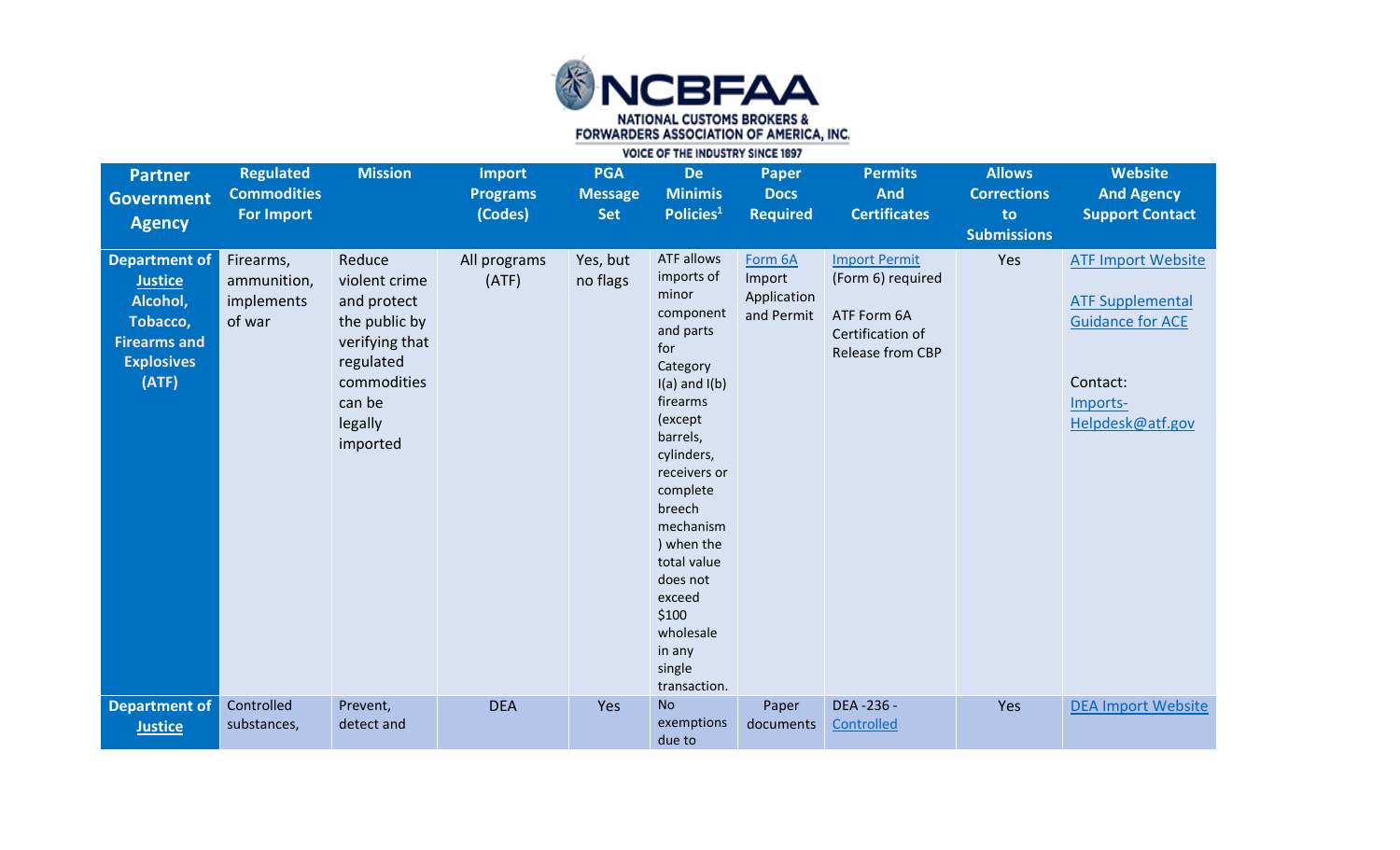| Partner Government Agency | Regulated Commodities For Import | Mission | Import Programs (Codes) | PGA Message Set | De Minimis Policies[1] | Paper Docs Required | Permits And Certificates | Allows Corrections to Submissions | Website And Agency Support Contact |
|---|---|---|---|---|---|---|---|---|---|
| **Department of Justice Alcohol, Tobacco, Firearms and Explosives (ATF)** | Firearms, ammunition, implements of war | Reduce violent crime and protect the public by verifying that regulated commodities can be legally imported | All programs (ATF) | Yes, but no flags | ATF allows imports of minor component and parts for Category I(a) and I(b) firearms (except barrels, cylinders, receivers or complete breech mechanism) when the total value does not exceed $100 wholesale in any single transaction. | Form 6A Import Application and Permit | Import Permit (Form 6) required<br><br>ATF Form 6A Certification of Release from CBP | Yes | ATF Import Website<br><br>ATF Supplemental Guidance for ACE<br><br>Contact: Imports-Helpdesk@atf.gov |
| **Department of Justice** | Controlled substances, | Prevent, detect and | DEA | Yes | No exemptions due to | Paper documents | DEA -236 - Controlled | Yes | DEA Import Website |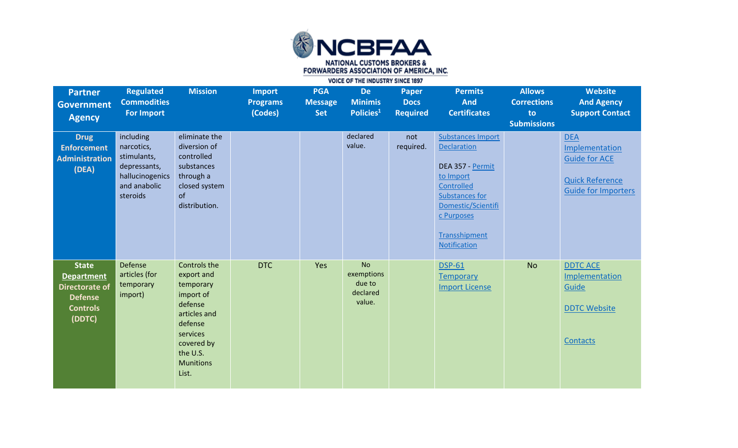| Partner Government Agency | Regulated Commodities For Import | Mission | Import Programs (Codes) | PGA Message Set | De Minimis Policies[1] | Paper Docs Required | Permits And Certificates | Allows Corrections to Submissions | Website And Agency Support Contact |
|---|---|---|---|---|---|---|---|---|---|
| **Drug Enforcement Administration (DEA)** | including narcotics, stimulants, depressants, hallucinogenics and anabolic steroids | eliminate the diversion of controlled substances through a closed system of distribution. | | | declared value. | not required. | Substances Import Declaration<br><br>DEA 357 - Permit to Import Controlled Substances for Domestic/Scientific Purposes<br><br>Transshipment Notification | | DEA Implementation Guide for ACE<br><br>Quick Reference Guide for Importers |
| **State Department Directorate of Defense Controls (DDTC)** | Defense articles (for temporary import) | Controls the export and temporary import of defense articles and defense services covered by the U.S. Munitions List. | DTC | Yes | No exemptions due to declared value. | | DSP-61 Temporary Import License | No | DDTC ACE Implementation Guide<br><br>DDTC Website<br><br>Contacts |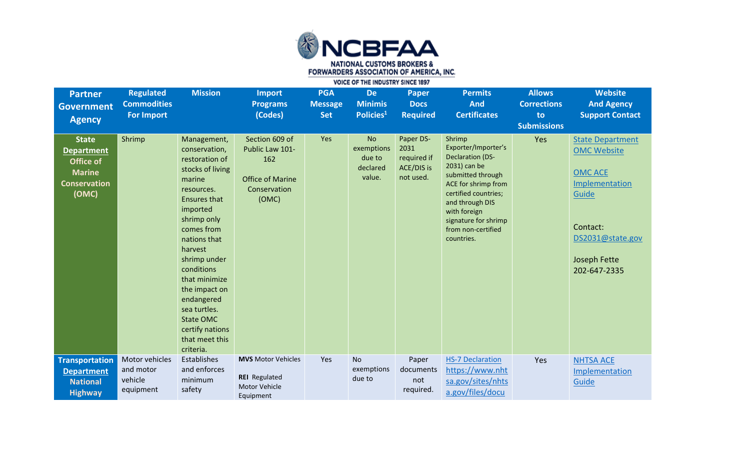| Partner Government Agency | Regulated Commodities For Import | Mission | Import Programs (Codes) | PGA Message Set | De Minimis Policies[1] | Paper Docs Required | Permits And Certificates | Allows Corrections to Submissions | Website And Agency Support Contact |
|---|---|---|---|---|---|---|---|---|---|
| State Department Office of Marine Conservation (OMC) | Shrimp | Management, conservation, restoration of stocks of living marine resources. Ensures that imported shrimp only comes from nations that harvest shrimp under conditions that minimize the impact on endangered sea turtles. State OMC certify nations that meet this criteria. | Section 609 of Public Law 101-162<br><br>Office of Marine Conservation (OMC) | Yes | No exemptions due to declared value. | Paper DS-2031 required if ACE/DIS is not used. | Shrimp Exporter/Importer's Declaration (DS-2031) can be submitted through ACE for shrimp from certified countries; and through DIS with foreign signature for shrimp from non-certified countries. | Yes | State Department OMC Website<br><br>OMC ACE Implementation Guide<br><br>Contact: DS2031@state.gov<br><br>Joseph Fette 202-647-2335 |
| Transportation Department National Highway | Motor vehicles and motor vehicle equipment | Establishes and enforces minimum safety | **MVS** Motor Vehicles<br><br>**REI** Regulated Motor Vehicle Equipment | Yes | No exemptions due to | Paper documents not required. | HS-7 Declaration https://www.nhtsa.gov/sites/nhtsa.gov/files/docu | Yes | NHTSA ACE Implementation Guide |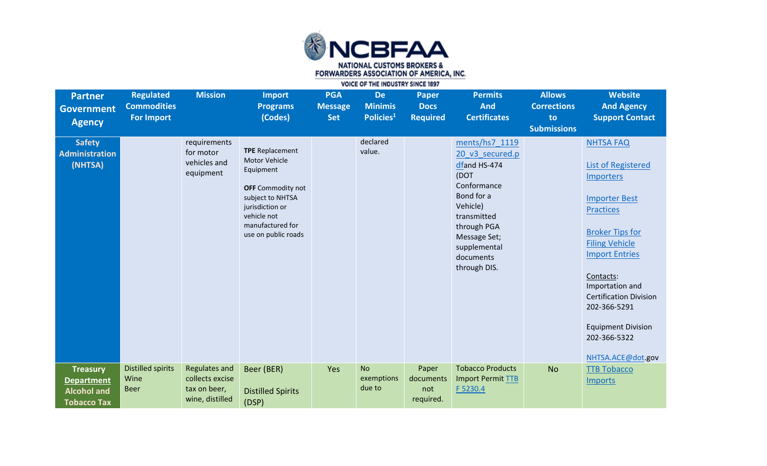| Partner Government Agency | Regulated Commodities For Import | Mission | Import Programs (Codes) | PGA Message Set | De Minimis Policies[1] | Paper Docs Required | Permits And Certificates | Allows Corrections to Submissions | Website And Agency Support Contact |
|---|---|---|---|---|---|---|---|---|---|
| **Safety Administration (NHTSA)** | | requirements for motor vehicles and equipment | **TPE** Replacement Motor Vehicle Equipment<br><br>**OFF** Commodity not subject to NHTSA jurisdiction or vehicle not manufactured for use on public roads | | declared value. | | ments/hs7_111920_v3_secured.pdf and HS-474 (DOT Conformance Bond for a Vehicle) transmitted through PGA Message Set; supplemental documents through DIS. | | NHTSA FAQ<br><br>List of Registered Importers<br><br>Importer Best Practices<br><br>Broker Tips for Filing Vehicle Import Entries<br><br>Contacts:<br>Importation and Certification Division<br>202-366-5291<br><br>Equipment Division<br>202-366-5322<br><br>NHTSA.ACE@dot.gov |
| **Treasury Department Alcohol and Tobacco Tax** | Distilled spirits<br>Wine<br>Beer | Regulates and collects excise tax on beer, wine, distilled | Beer (BER)<br><br>Distilled Spirits (DSP) | Yes | No exemptions due to | Paper documents not required. | Tobacco Products Import Permit TTB F 5230.4 | No | TTB Tobacco Imports |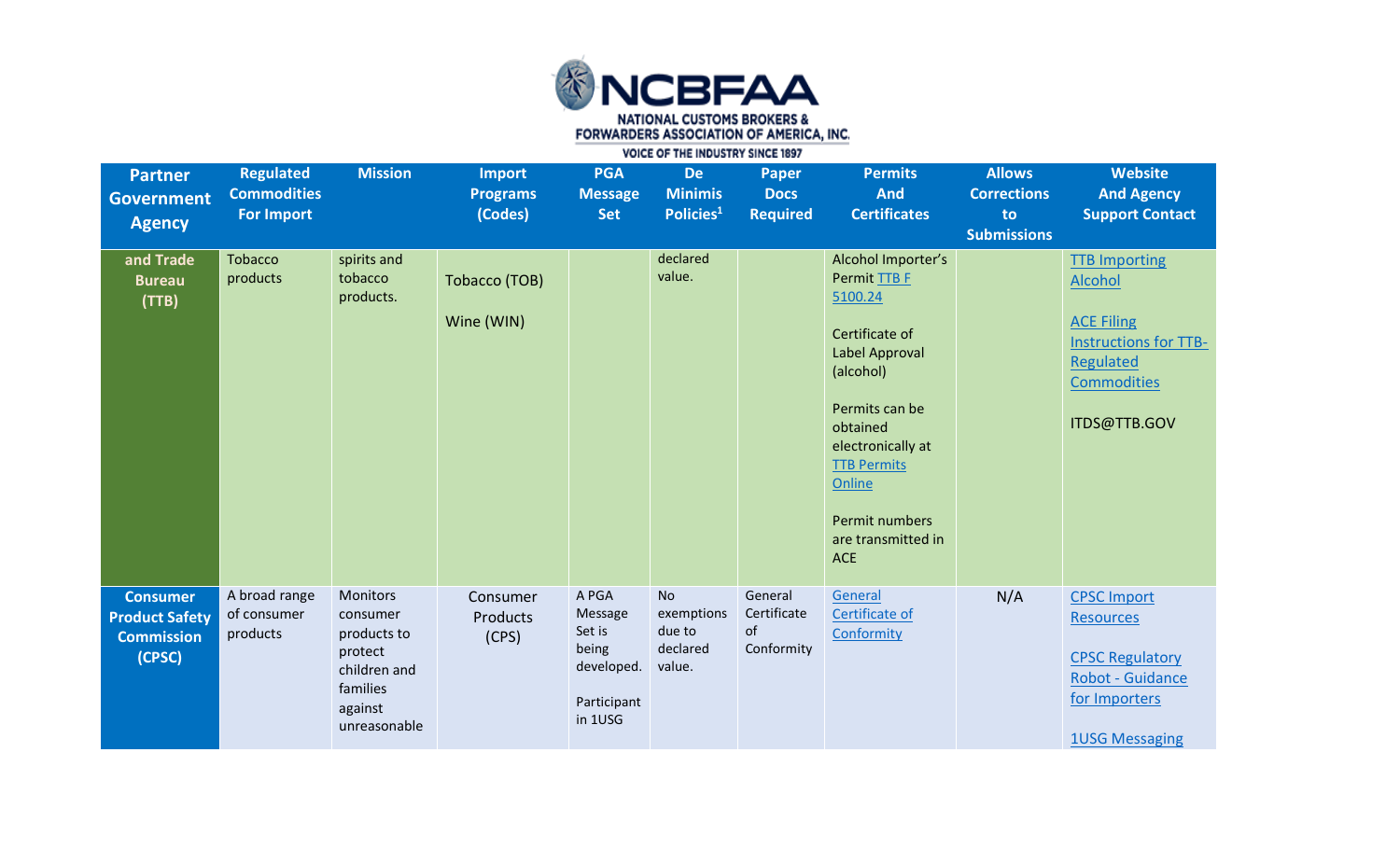| Partner Government Agency | Regulated Commodities For Import | Mission | Import Programs (Codes) | PGA Message Set | De Minimis Policies[1] | Paper Docs Required | Permits And Certificates | Allows Corrections to Submissions | Website And Agency Support Contact |
|---|---|---|---|---|---|---|---|---|---|
| and Trade Bureau (TTB) | Tobacco products | spirits and tobacco products. | Tobacco (TOB)<br><br>Wine (WIN) | | declared value. | | Alcohol Importer's Permit TTB F 5100.24<br><br>Certificate of Label Approval (alcohol)<br><br>Permits can be obtained electronically at TTB Permits Online<br><br>Permit numbers are transmitted in ACE | | TTB Importing Alcohol<br><br>ACE Filing Instructions for TTB-Regulated Commodities<br><br>ITDS@TTB.GOV |
| Consumer Product Safety Commission (CPSC) | A broad range of consumer products | Monitors consumer products to protect children and families against unreasonable | Consumer Products (CPS) | A PGA Message Set is being developed.<br><br>Participant in 1USG | No exemptions due to declared value. | General Certificate of Conformity | General Certificate of Conformity | N/A | CPSC Import Resources<br><br>CPSC Regulatory Robot - Guidance for Importers<br><br>1USG Messaging |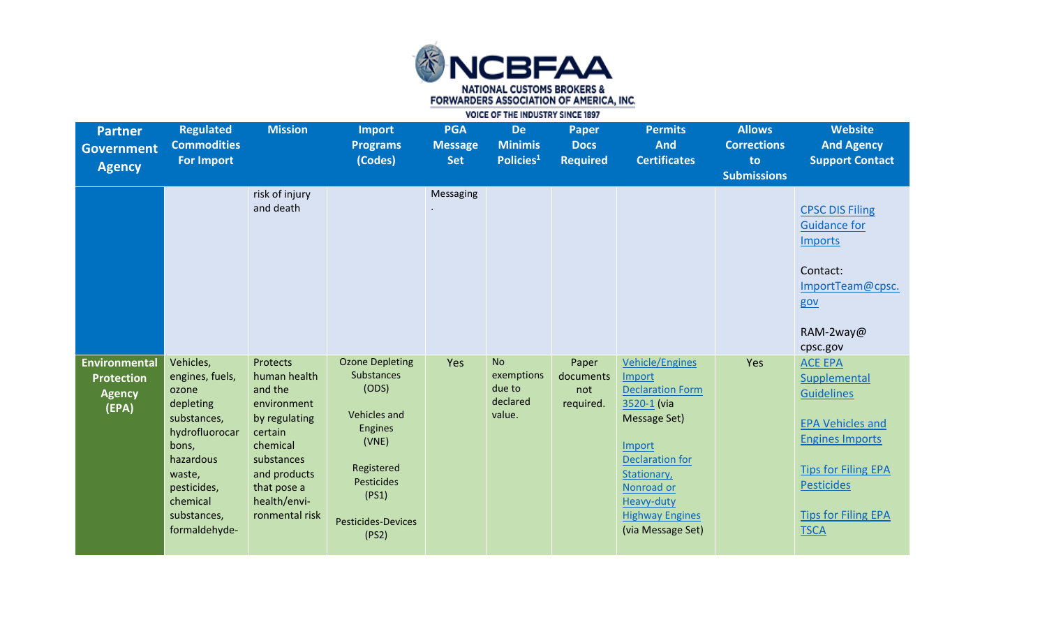| Partner Government Agency | Regulated Commodities For Import | Mission | Import Programs (Codes) | PGA Message Set | De Minimis Policies[1] | Paper Docs Required | Permits And Certificates | Allows Corrections to Submissions | Website And Agency Support Contact |
|---|---|---|---|---|---|---|---|---|---|
| | | risk of injury and death | | Messaging . | | | | | CPSC DIS Filing Guidance for Imports<br><br>Contact: ImportTeam@cpsc.gov<br><br>RAM-2way@cpsc.gov |
| **Environmental Protection Agency (EPA)** | Vehicles, engines, fuels, ozone depleting substances, hydrofluorocarbons, hazardous waste, pesticides, chemical substances, formaldehyde- | Protects human health and the environment by regulating certain chemical substances and products that pose a health/environmental risk | Ozone Depleting Substances (ODS)<br><br>Vehicles and Engines (VNE)<br><br>Registered Pesticides (PS1)<br><br>Pesticides-Devices (PS2) | Yes | No exemptions due to declared value. | Paper documents not required. | Vehicle/Engines Import Declaration Form 3520-1 (via Message Set)<br><br>Import Declaration for Stationary, Nonroad or Heavy-duty Highway Engines (via Message Set) | Yes | ACE EPA Supplemental Guidelines<br><br>EPA Vehicles and Engines Imports<br><br>Tips for Filing EPA Pesticides<br><br>Tips for Filing EPA TSCA |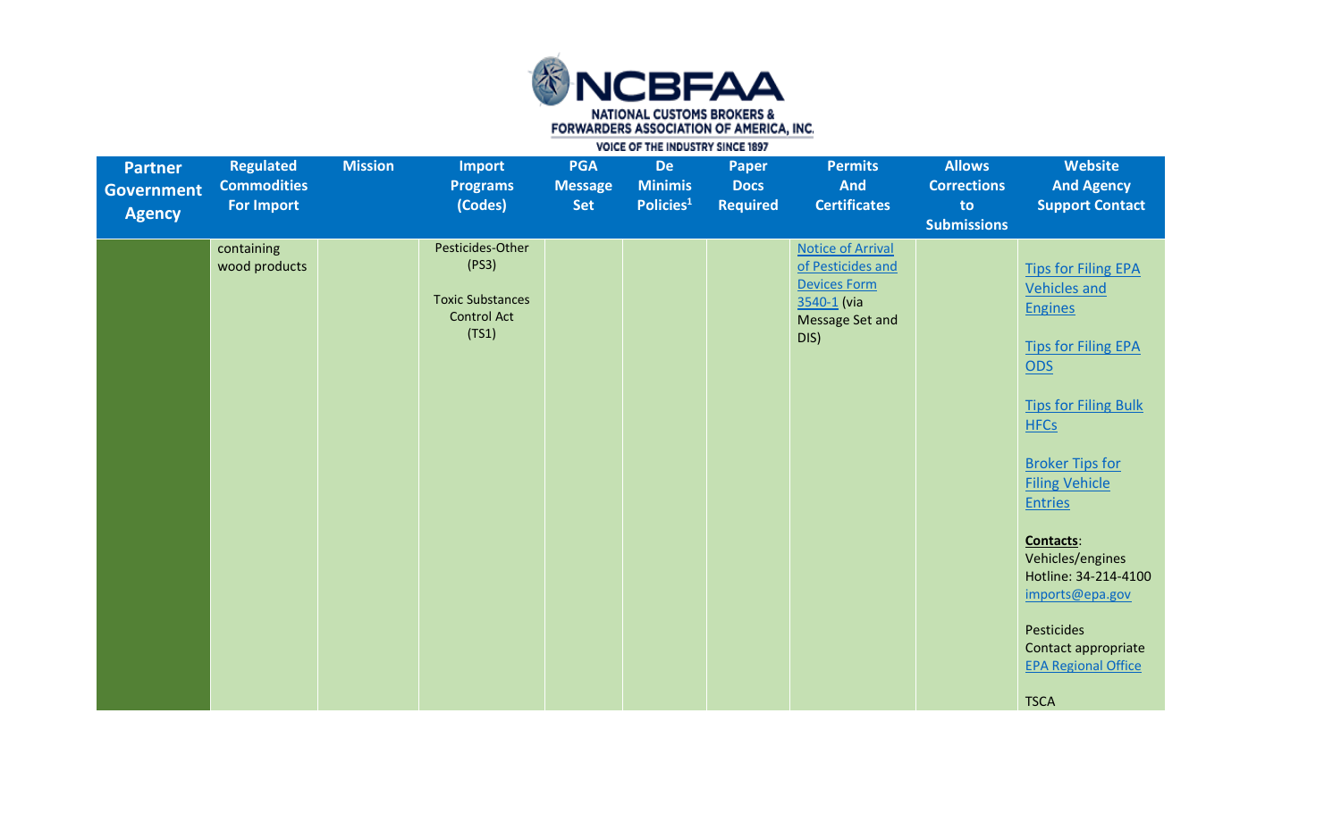| Partner Government Agency | Regulated Commodities For Import | Mission | Import Programs (Codes) | PGA Message Set | De Minimis Policies[1] | Paper Docs Required | Permits And Certificates | Allows Corrections to Submissions | Website And Agency Support Contact |
|---|---|---|---|---|---|---|---|---|---|
| | containing wood products | | Pesticides-Other (PS3)<br><br>Toxic Substances Control Act (TS1) | | | | Notice of Arrival of Pesticides and Devices Form 3540-1 (via Message Set and DIS) | | Tips for Filing EPA Vehicles and Engines<br><br>Tips for Filing EPA ODS<br><br>Tips for Filing Bulk HFCs<br><br>Broker Tips for Filing Vehicle Entries<br><br>**Contacts**:<br>Vehicles/engines Hotline: 34-214-4100<br>imports@epa.gov<br><br>Pesticides<br>Contact appropriate EPA Regional Office<br><br>TSCA |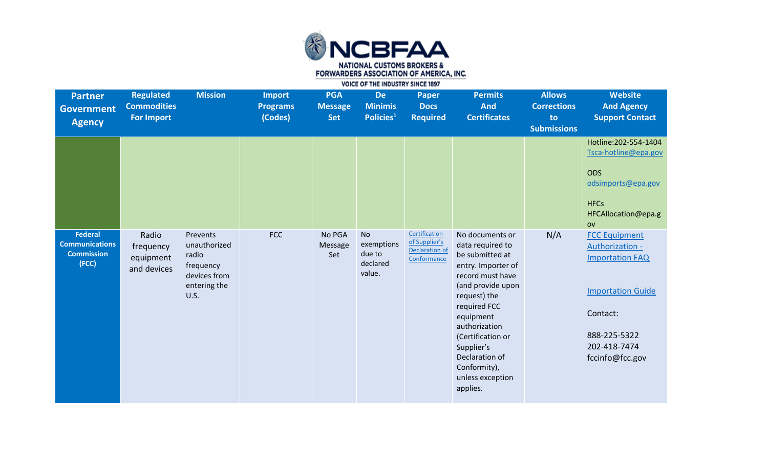| Partner Government Agency | Regulated Commodities For Import | Mission | Import Programs (Codes) | PGA Message Set | De Minimis Policies[1] | Paper Docs Required | Permits And Certificates | Allows Corrections to Submissions | Website And Agency Support Contact |
|---|---|---|---|---|---|---|---|---|---|
| | | | | | | | | | Hotline:202-554-1404 Tsca-hotline@epa.gov<br><br>ODS odsimports@epa.gov<br><br>HFCs HFCAllocation@epa.gov |
| **Federal Communications Commission (FCC)** | Radio frequency equipment and devices | Prevents unauthorized radio frequency devices from entering the U.S. | FCC | No PGA Message Set | No exemptions due to declared value. | Certification of Supplier's Declaration of Conformance | No documents or data required to be submitted at entry. Importer of record must have (and provide upon request) the required FCC equipment authorization (Certification or Supplier's Declaration of Conformity), unless exception applies. | N/A | FCC Equipment Authorization - Importation FAQ<br><br>Importation Guide<br><br>Contact:<br><br>888-225-5322<br>202-418-7474<br>fccinfo@fcc.gov |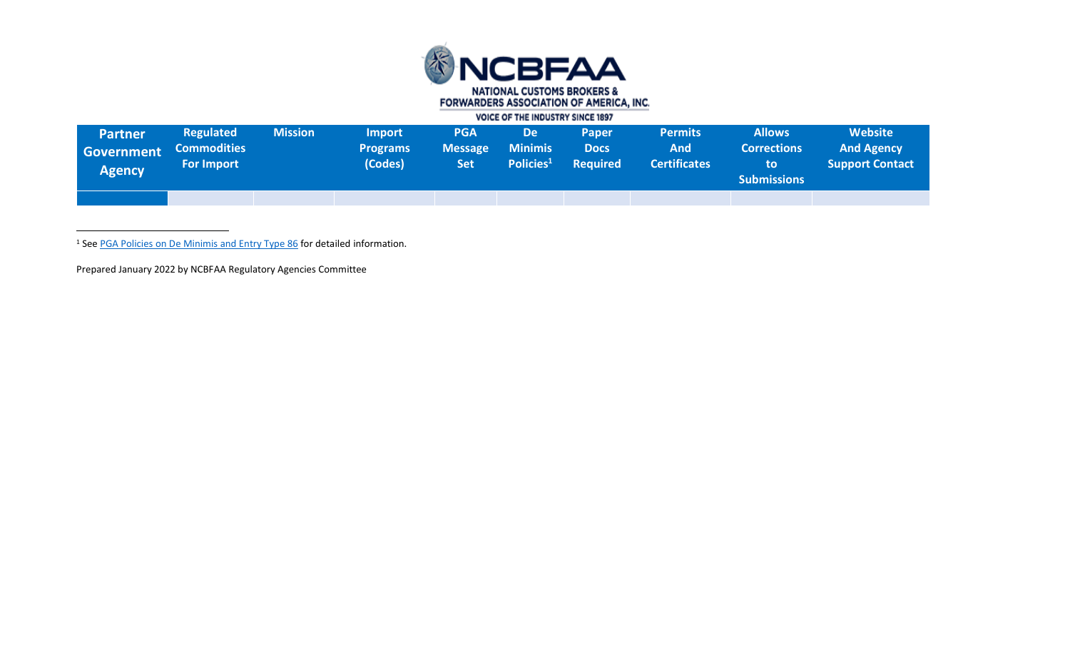NATIONAL CUSTOMS BROKERS & FORWARDERS ASSOCIATION OF AMERICA, INC.

VOICE OF THE INDUSTRY SINCE 1897

| Partner Government Agency | Regulated Commodities For Import | Mission | Import Programs (Codes) | PGA Message Set | De Minimis Policies[1] | Paper Docs Required | Permits And Certificates | Allows Corrections to Submissions | Website And Agency Support Contact |
|---|---|---|---|---|---|---|---|---|---|
| | | | | | | | | | |

[1] See PGA Policies on De Minimis and Entry Type 86 for detailed information.

Prepared January 2022 by NCBFAA Regulatory Agencies Committee